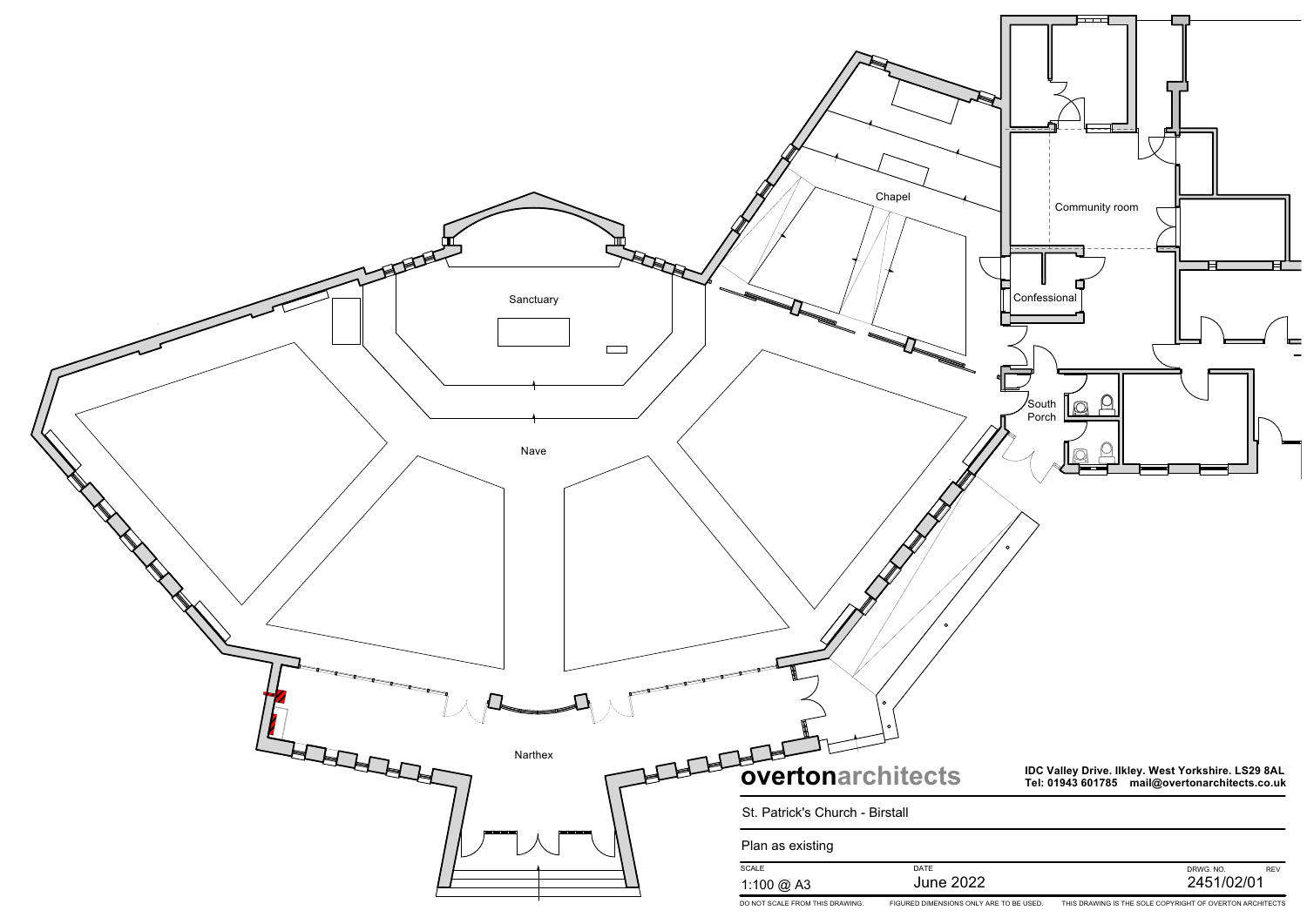Sanctuary

Chapel

Community room

Confessional

South Porch

Nave

Narthex

**overtonarchitects**

**IDC Valley Drive. Ilkley. West Yorkshire. LS29 8AL**
**Tel: 01943 601785 mail@overtonarchitects.co.uk**

St. Patrick's Church - Birstall

Plan as existing

| SCALE | DATE | DRWG. NO. | REV |
| --- | --- | --- | --- |
| 1:100 @ A3 | June 2022 | 2451/02/01 | |

DO NOT SCALE FROM THIS DRAWING. FIGURED DIMENSIONS ONLY ARE TO BE USED. THIS DRAWING IS THE SOLE COPYRIGHT OF OVERTON ARCHITECTS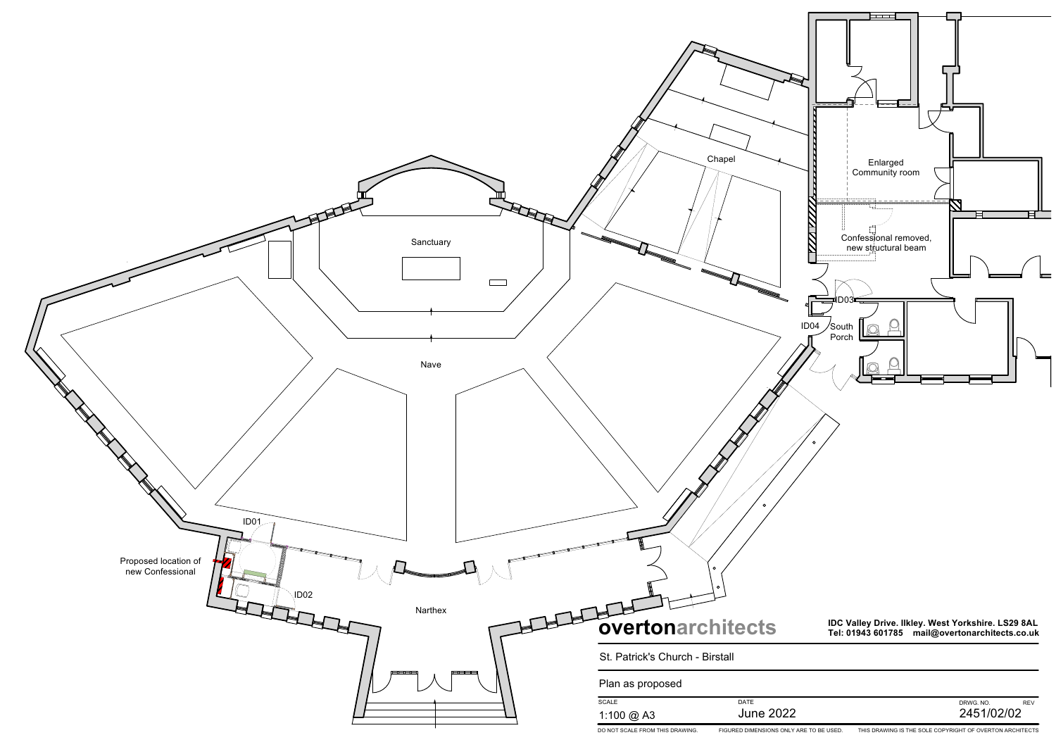Chapel

Enlarged Community room

Confessional removed, new structural beam

Sanctuary

Nave

ID03

ID04

South Porch

ID01

Proposed location of new Confessional

ID02

Narthex

**overtonarchitects**

IDC Valley Drive. Ilkley. West Yorkshire. LS29 8AL
Tel: 01943 601785 mail@overtonarchitects.co.uk

St. Patrick's Church - Birstall

Plan as proposed

| SCALE | DATE | DRWG. NO. | REV |
| --- | --- | --- | --- |
| 1:100 @ A3 | June 2022 | 2451/02/02 | |

DO NOT SCALE FROM THIS DRAWING. FIGURED DIMENSIONS ONLY ARE TO BE USED. THIS DRAWING IS THE SOLE COPYRIGHT OF OVERTON ARCHITECTS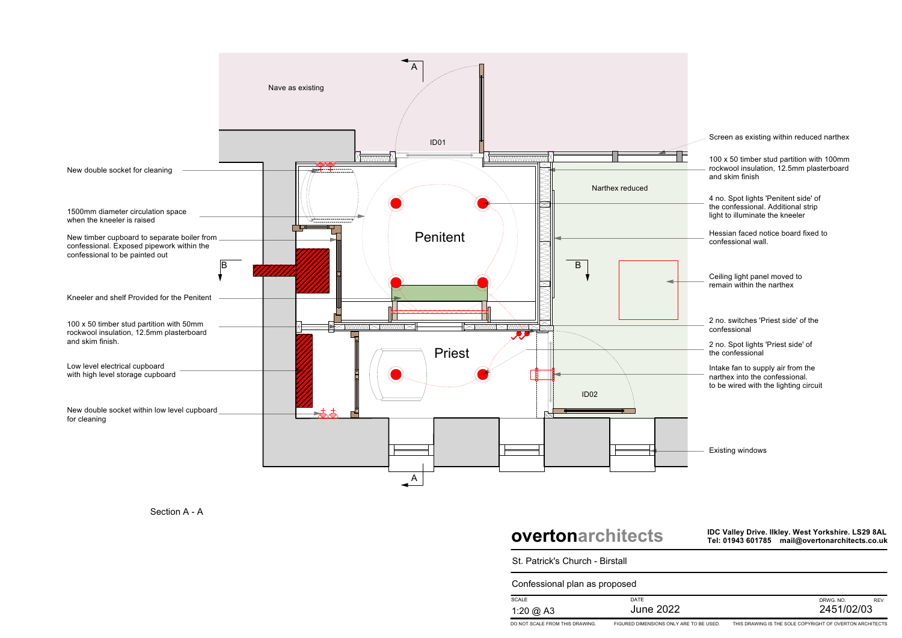Nave as existing

ID01

Penitent

Narthex reduced

Priest

ID02

A

A

B

B

New double socket for cleaning

1500mm diameter circulation space when the kneeler is raised

New timber cupboard to separate boiler from confessional. Exposed pipework within the confessional to be painted out

Kneeler and shelf Provided for the Penitent

100 x 50 timber stud partition with 50mm rockwool insulation, 12.5mm plasterboard and skim finish.

Low level electrical cupboard with high level storage cupboard

New double socket within low level cupboard for cleaning

Screen as existing within reduced narthex

100 x 50 timber stud partition with 100mm rockwool insulation, 12.5mm plasterboard and skim finish

4 no. Spot lights 'Penitent side' of the confessional. Additional strip light to illuminate the kneeler

Hessian faced notice board fixed to confessional wall.

Ceiling light panel moved to remain within the narthex

2 no. switches 'Priest side' of the confessional

2 no. Spot lights 'Priest side' of the confessional

Intake fan to supply air from the narthex into the confessional. to be wired with the lighting circuit

Existing windows

Section A - A

**overtonarchitects**

**IDC Valley Drive. Ilkley. West Yorkshire. LS29 8AL**
**Tel: 01943 601785 mail@overtonarchitects.co.uk**

St. Patrick's Church - Birstall

Confessional plan as proposed

| SCALE | DATE | DRWG. NO. | REV |
|---|---|---|---|
| 1:20 @ A3 | June 2022 | 2451/02/03 | |

DO NOT SCALE FROM THIS DRAWING. FIGURED DIMENSIONS ONLY ARE TO BE USED. THIS DRAWING IS THE SOLE COPYRIGHT OF OVERTON ARCHITECTS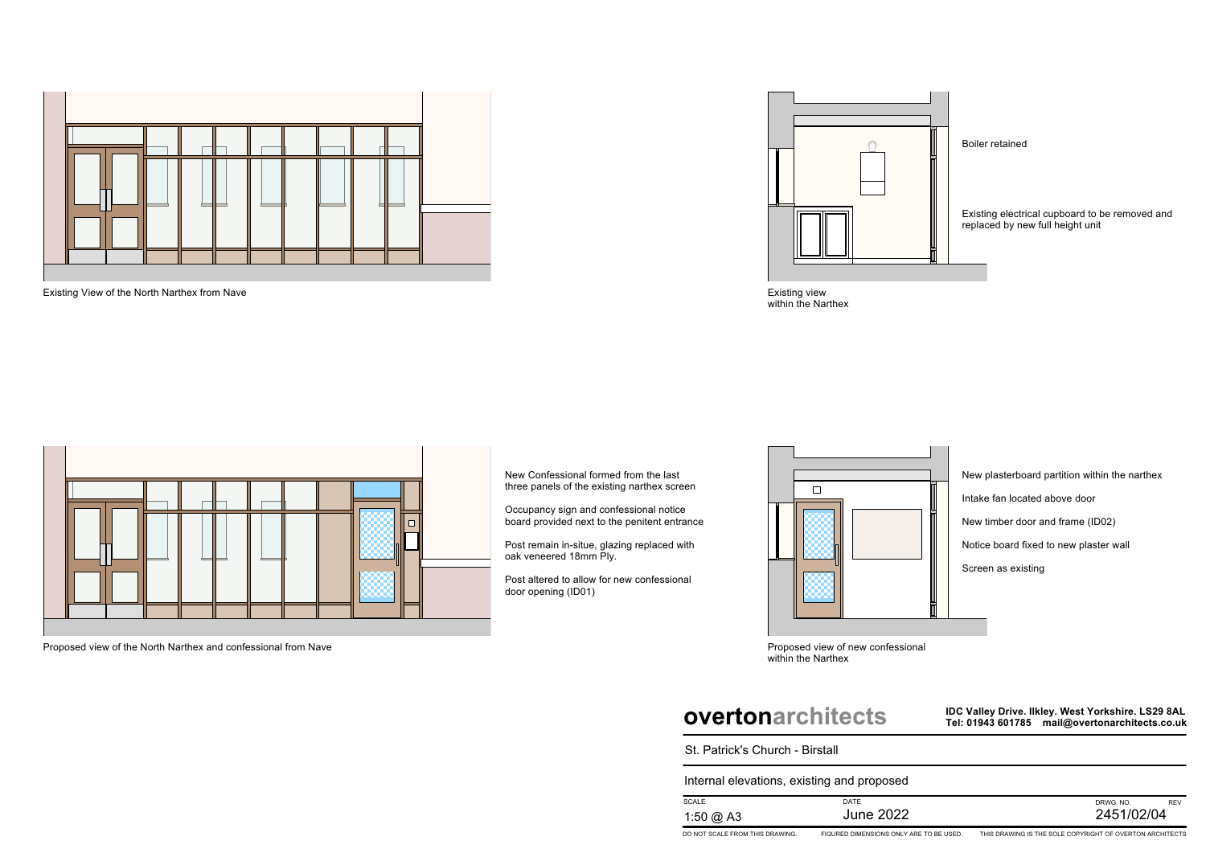Existing View of the North Narthex from Nave

Boiler retained

Existing electrical cupboard to be removed and replaced by new full height unit

Existing view within the Narthex

New Confessional formed from the last three panels of the existing narthex screen

Occupancy sign and confessional notice board provided next to the penitent entrance

Post remain in-situe, glazing replaced with oak veneered 18mm Ply.

Post altered to allow for new confessional door opening (ID01)

Proposed view of the North Narthex and confessional from Nave

New plasterboard partition within the narthex

Intake fan located above door

New timber door and frame (ID02)

Notice board fixed to new plaster wall

Screen as existing

Proposed view of new confessional within the Narthex

**overtonarchitects**

**IDC Valley Drive. Ilkley. West Yorkshire. LS29 8AL**
**Tel: 01943 601785 mail@overtonarchitects.co.uk**

St. Patrick's Church - Birstall

Internal elevations, existing and proposed

| SCALE | DATE | DRWG. NO. | REV |
|---|---|---|---|
| 1:50 @ A3 | June 2022 | 2451/02/04 | |

DO NOT SCALE FROM THIS DRAWING. FIGURED DIMENSIONS ONLY ARE TO BE USED. THIS DRAWING IS THE SOLE COPYRIGHT OF OVERTON ARCHITECTS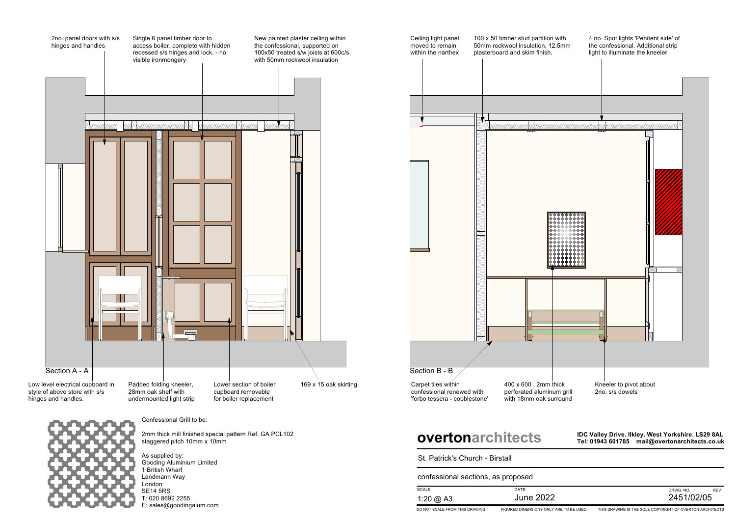## Section A - A

2no. panel doors with s/s hinges and handles

Single 6 panel timber door to access boiler. complete with hidden recessed s/s hinges and lock. - no visible ironmongery

New painted plaster ceiling within the confessional, supported on 100x50 treated s/w joists at 600c/s with 50mm rockwool insulation

Low level electrical cupboard in style of above store with s/s hinges and handles.

Padded folding kneeler, 28mm oak shelf with undermounted light strip

Lower section of boiler cupboard removable for boiler replacement

169 x 15 oak skirting.

## Section B - B

Ceiling light panel moved to remain within the narthex

100 x 50 timber stud partition with 50mm rockwool insulation, 12.5mm plasterboard and skim finish.

4 no. Spot lights 'Penitent side' of the confessional. Additional strip light to illuminate the kneeler

Carpet tiles within confessional renewed with 'forbo tessera - cobblestone'

400 x 600 , 2mm thick perforated aluminum grill with 18mm oak surround

Kneeler to pivot about 2no. s/s dowels

Confessional Grill to be:

2mm thick mill finished special pattern Ref. GA PCL102 staggered pitch 10mm x 10mm

As supplied by:
Gooding Aluminium Limited
1 British Wharf
Landmann Way
London
SE14 5RS
T: 020 8692 2255
E: sales@goodingalum.com

**overton**architects

**IDC Valley Drive. Ilkley. West Yorkshire. LS29 8AL**
**Tel: 01943 601785 mail@overtonarchitects.co.uk**

St. Patrick's Church - Birstall

confessional sections, as proposed

| SCALE | DATE | DRWG. NO. | REV |
|---|---|---|---|
| 1:20 @ A3 | June 2022 | 2451/02/05 | |

DO NOT SCALE FROM THIS DRAWING. FIGURED DIMENSIONS ONLY ARE TO BE USED. THIS DRAWING IS THE SOLE COPYRIGHT OF OVERTON ARCHITECTS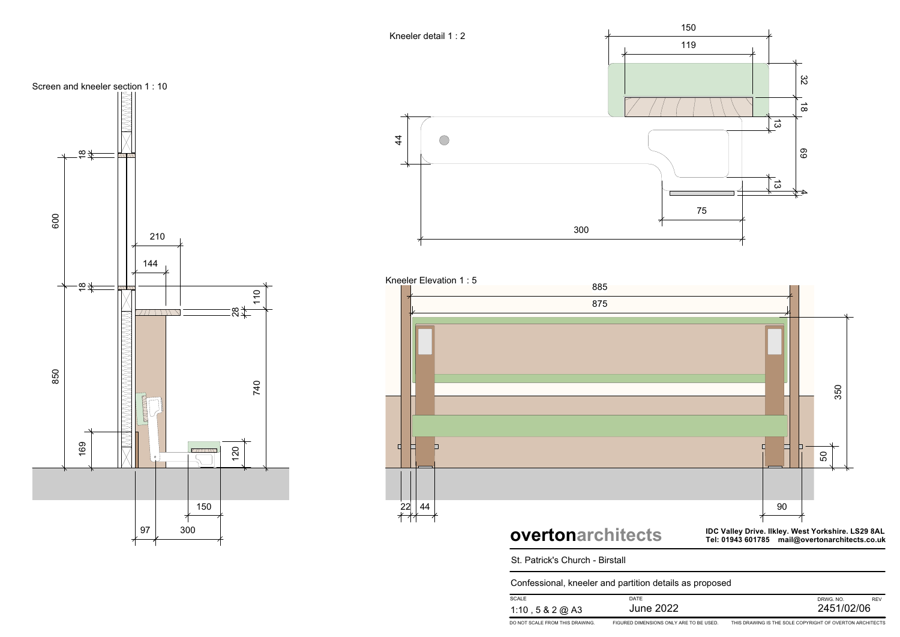Screen and kneeler section 1 : 10

18
600
18
210
144
850
28
110
740
169
120
150
97
300

Kneeler detail 1 : 2

150
119
32
18
44
13
69
13
4
75
300

Kneeler Elevation 1 : 5

885
875
350
50
22
44
90

**overton**architects

**IDC Valley Drive. Ilkley. West Yorkshire. LS29 8AL**
**Tel: 01943 601785 mail@overtonarchitects.co.uk**

St. Patrick's Church - Birstall

Confessional, kneeler and partition details as proposed

| SCALE | DATE | DRWG. NO. | REV |
|---|---|---|---|
| 1:10 , 5 & 2 @ A3 | June 2022 | 2451/02/06 | |

DO NOT SCALE FROM THIS DRAWING. FIGURED DIMENSIONS ONLY ARE TO BE USED. THIS DRAWING IS THE SOLE COPYRIGHT OF OVERTON ARCHITECTS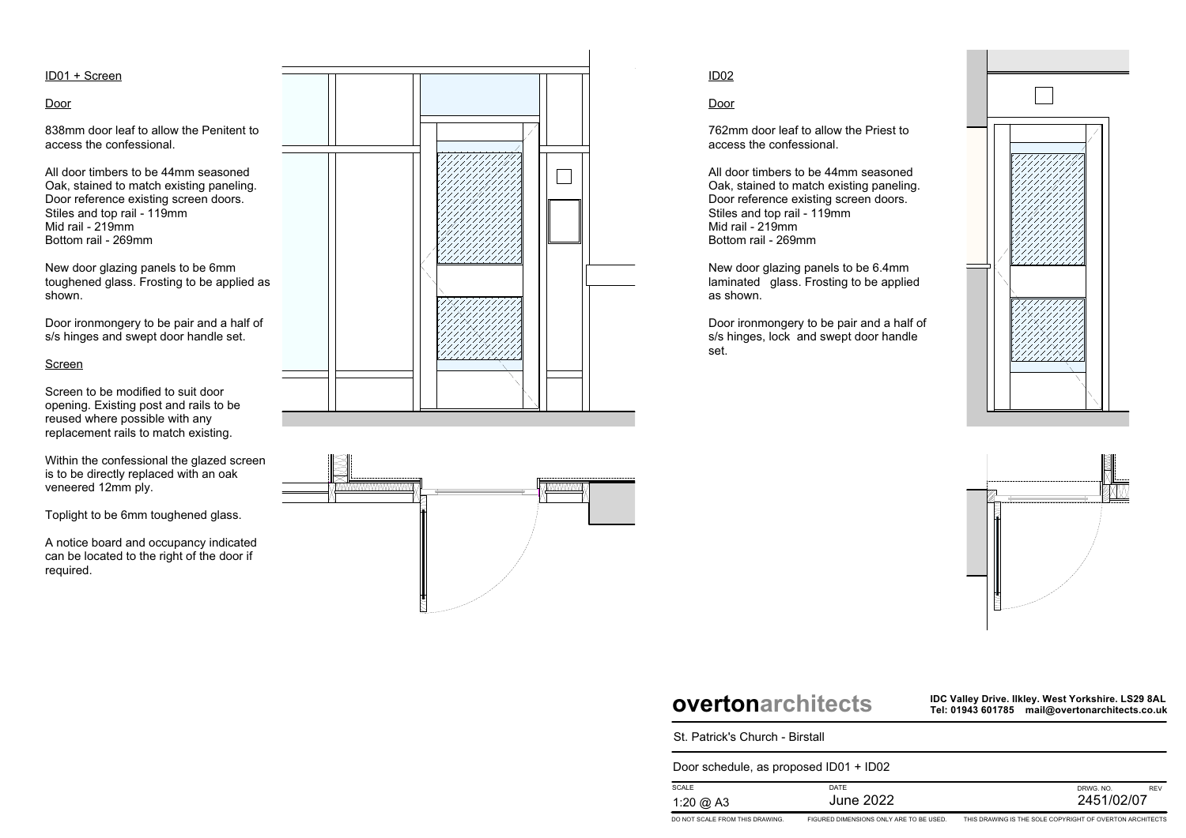## ID01 + Screen

### Door

838mm door leaf to allow the Penitent to access the confessional.

All door timbers to be 44mm seasoned Oak, stained to match existing paneling. Door reference existing screen doors.
Stiles and top rail - 119mm
Mid rail - 219mm
Bottom rail - 269mm

New door glazing panels to be 6mm toughened glass. Frosting to be applied as shown.

Door ironmongery to be pair and a half of s/s hinges and swept door handle set.

### Screen

Screen to be modified to suit door opening. Existing post and rails to be reused where possible with any replacement rails to match existing.

Within the confessional the glazed screen is to be directly replaced with an oak veneered 12mm ply.

Toplight to be 6mm toughened glass.

A notice board and occupancy indicated can be located to the right of the door if required.

## ID02

### Door

762mm door leaf to allow the Priest to access the confessional.

All door timbers to be 44mm seasoned Oak, stained to match existing paneling. Door reference existing screen doors.
Stiles and top rail - 119mm
Mid rail - 219mm
Bottom rail - 269mm

New door glazing panels to be 6.4mm laminated glass. Frosting to be applied as shown.

Door ironmongery to be pair and a half of s/s hinges, lock and swept door handle set.

**overtonarchitects**

**IDC Valley Drive. Ilkley. West Yorkshire. LS29 8AL**
**Tel: 01943 601785 mail@overtonarchitects.co.uk**

St. Patrick's Church - Birstall

Door schedule, as proposed ID01 + ID02

| SCALE | DATE | DRWG. NO. | REV |
|---|---|---|---|
| 1:20 @ A3 | June 2022 | 2451/02/07 | |

DO NOT SCALE FROM THIS DRAWING. FIGURED DIMENSIONS ONLY ARE TO BE USED. THIS DRAWING IS THE SOLE COPYRIGHT OF OVERTON ARCHITECTS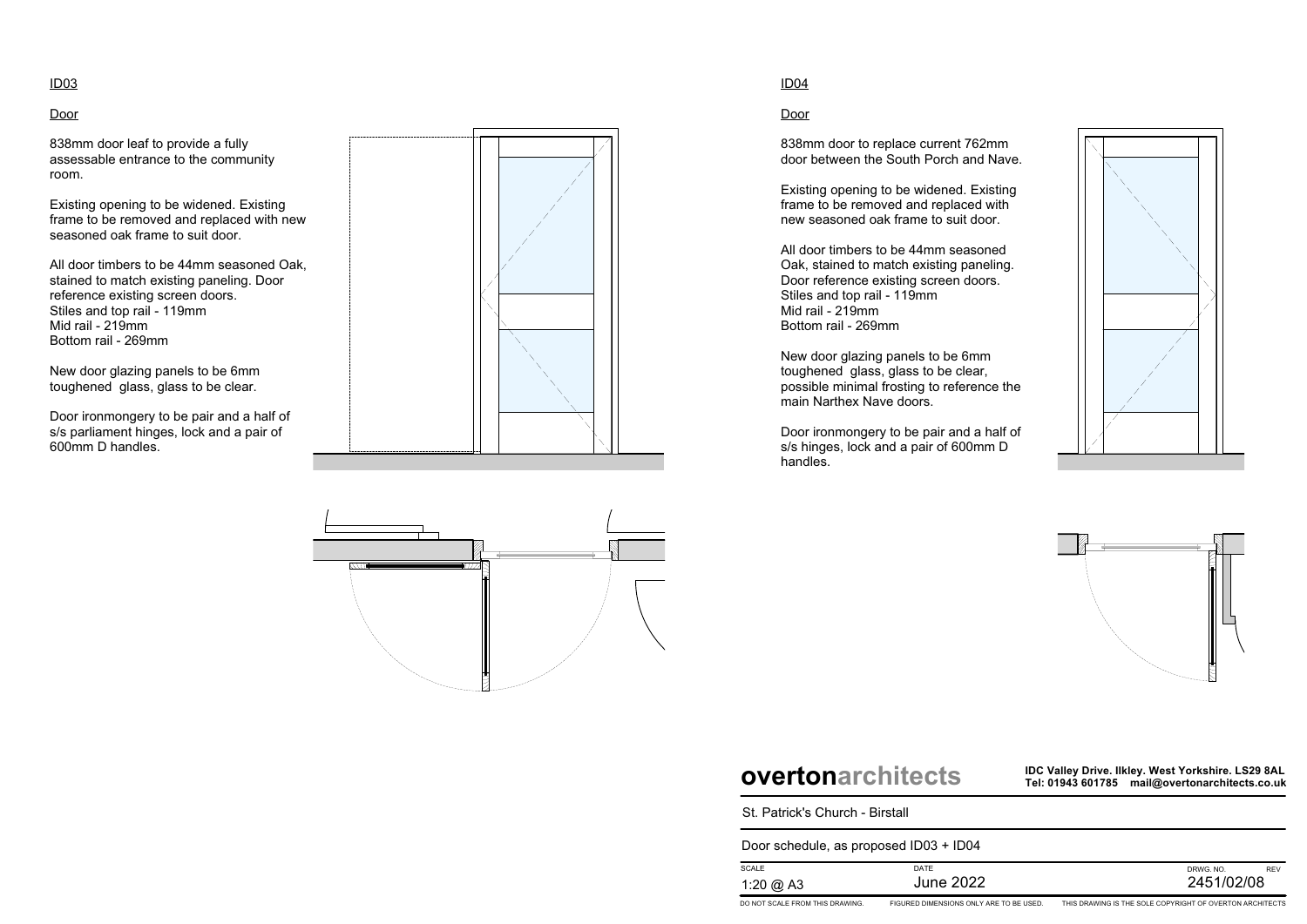## ID03

### Door

838mm door leaf to provide a fully assessable entrance to the community room.

Existing opening to be widened. Existing frame to be removed and replaced with new seasoned oak frame to suit door.

All door timbers to be 44mm seasoned Oak, stained to match existing paneling. Door reference existing screen doors.
Stiles and top rail - 119mm
Mid rail - 219mm
Bottom rail - 269mm

New door glazing panels to be 6mm toughened glass, glass to be clear.

Door ironmongery to be pair and a half of s/s parliament hinges, lock and a pair of 600mm D handles.

## ID04

### Door

838mm door to replace current 762mm door between the South Porch and Nave.

Existing opening to be widened. Existing frame to be removed and replaced with new seasoned oak frame to suit door.

All door timbers to be 44mm seasoned Oak, stained to match existing paneling. Door reference existing screen doors.
Stiles and top rail - 119mm
Mid rail - 219mm
Bottom rail - 269mm

New door glazing panels to be 6mm toughened glass, glass to be clear, possible minimal frosting to reference the main Narthex Nave doors.

Door ironmongery to be pair and a half of s/s hinges, lock and a pair of 600mm D handles.

**overtonarchitects**

**IDC Valley Drive. Ilkley. West Yorkshire. LS29 8AL**
**Tel: 01943 601785 mail@overtonarchitects.co.uk**

St. Patrick's Church - Birstall

Door schedule, as proposed ID03 + ID04

| SCALE | DATE | DRWG. NO. | REV |
|---|---|---|---|
| 1:20 @ A3 | June 2022 | 2451/02/08 | |

DO NOT SCALE FROM THIS DRAWING. FIGURED DIMENSIONS ONLY ARE TO BE USED. THIS DRAWING IS THE SOLE COPYRIGHT OF OVERTON ARCHITECTS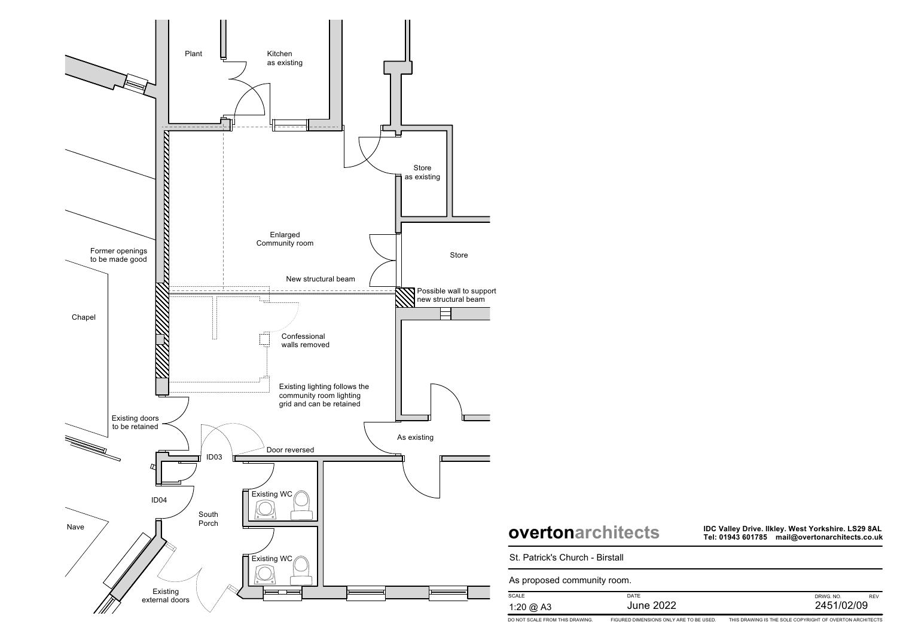Plant

Kitchen
as existing

Store
as existing

Enlarged
Community room

Store

Former openings
to be made good

New structural beam

Possible wall to support
new structural beam

Chapel

Confessional
walls removed

Existing lighting follows the
community room lighting
grid and can be retained

Existing doors
to be retained

As existing

ID03

Door reversed

Existing WC

ID04

South
Porch

Nave

Existing WC

Existing
external doors

**overtonarchitects**

IDC Valley Drive. Ilkley. West Yorkshire. LS29 8AL
Tel: 01943 601785 mail@overtonarchitects.co.uk

St. Patrick's Church - Birstall

As proposed community room.

| SCALE | DATE | DRWG. NO. | REV |
| --- | --- | --- | --- |
| 1:20 @ A3 | June 2022 | 2451/02/09 | |

DO NOT SCALE FROM THIS DRAWING. FIGURED DIMENSIONS ONLY ARE TO BE USED. THIS DRAWING IS THE SOLE COPYRIGHT OF OVERTON ARCHITECTS